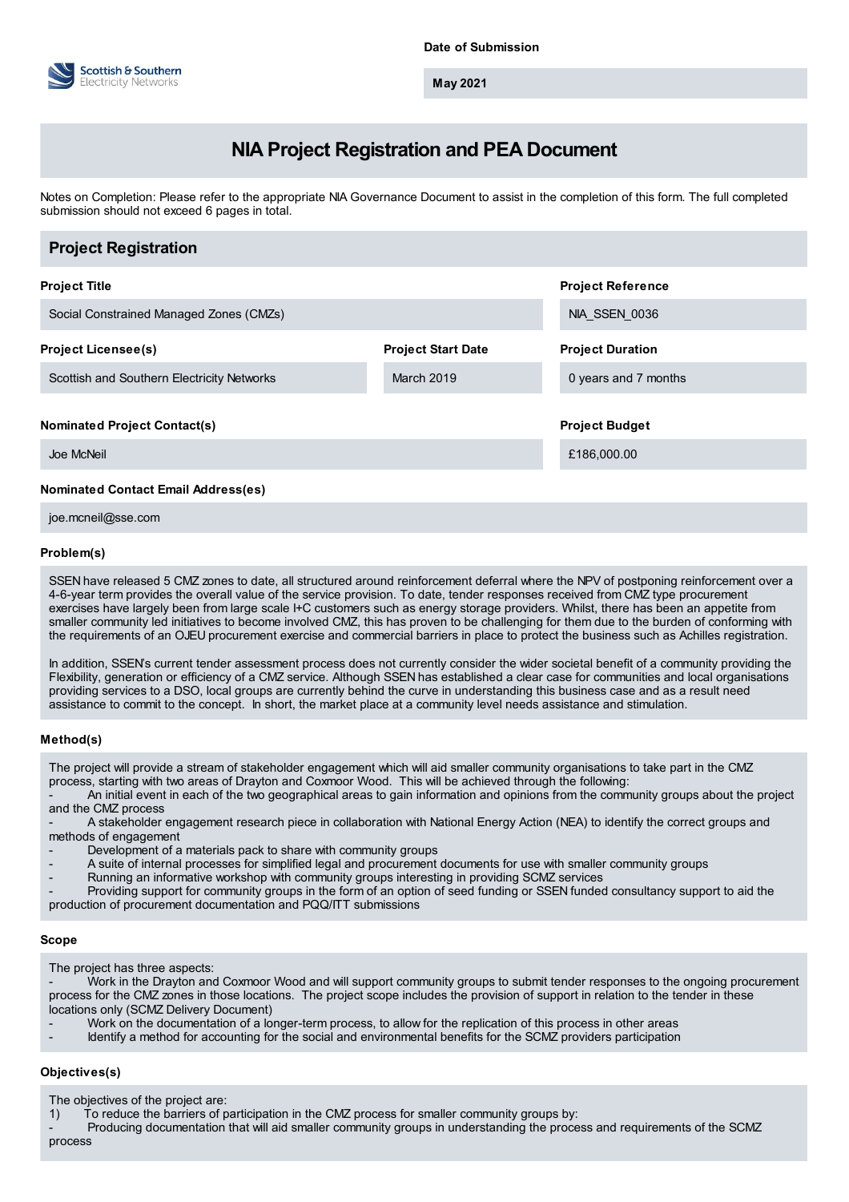**Date of Submission**

**May 2021**

# NIA Project Registration and PEA Document

Notes on Completion: Please refer to the appropriate NIA Governance Document to assist in the completion of this form. The full completed submission should not exceed 6 pages in total.

## Project Registration

**Project Title**

Social Constrained Managed Zones (CMZs)

**Project Reference**

NIA_SSEN_0036

**Project Licensee(s)**

Scottish and Southern Electricity Networks

**Project Start Date**

March 2019

**Project Duration**

0 years and 7 months

**Nominated Project Contact(s)**

Joe McNeil

**Project Budget**

£186,000.00

**Nominated Contact Email Address(es)**

joe.mcneil@sse.com

**Problem(s)**

SSEN have released 5 CMZ zones to date, all structured around reinforcement deferral where the NPV of postponing reinforcement over a 4-6-year term provides the overall value of the service provision. To date, tender responses received from CMZ type procurement exercises have largely been from large scale I+C customers such as energy storage providers. Whilst, there has been an appetite from smaller community led initiatives to become involved CMZ, this has proven to be challenging for them due to the burden of conforming with the requirements of an OJEU procurement exercise and commercial barriers in place to protect the business such as Achilles registration.

In addition, SSEN's current tender assessment process does not currently consider the wider societal benefit of a community providing the Flexibility, generation or efficiency of a CMZ service. Although SSEN has established a clear case for communities and local organisations providing services to a DSO, local groups are currently behind the curve in understanding this business case and as a result need assistance to commit to the concept. In short, the market place at a community level needs assistance and stimulation.

**Method(s)**

The project will provide a stream of stakeholder engagement which will aid smaller community organisations to take part in the CMZ process, starting with two areas of Drayton and Coxmoor Wood. This will be achieved through the following:

- An initial event in each of the two geographical areas to gain information and opinions from the community groups about the project and the CMZ process
- A stakeholder engagement research piece in collaboration with National Energy Action (NEA) to identify the correct groups and methods of engagement
- Development of a materials pack to share with community groups
- A suite of internal processes for simplified legal and procurement documents for use with smaller community groups
- Running an informative workshop with community groups interesting in providing SCMZ services
- Providing support for community groups in the form of an option of seed funding or SSEN funded consultancy support to aid the production of procurement documentation and PQQ/ITT submissions

**Scope**

The project has three aspects:

- Work in the Drayton and Coxmoor Wood and will support community groups to submit tender responses to the ongoing procurement process for the CMZ zones in those locations. The project scope includes the provision of support in relation to the tender in these locations only (SCMZ Delivery Document)
- Work on the documentation of a longer-term process, to allow for the replication of this process in other areas
- Identify a method for accounting for the social and environmental benefits for the SCMZ providers participation

**Objectives(s)**

The objectives of the project are:

1) To reduce the barriers of participation in the CMZ process for smaller community groups by:

- Producing documentation that will aid smaller community groups in understanding the process and requirements of the SCMZ process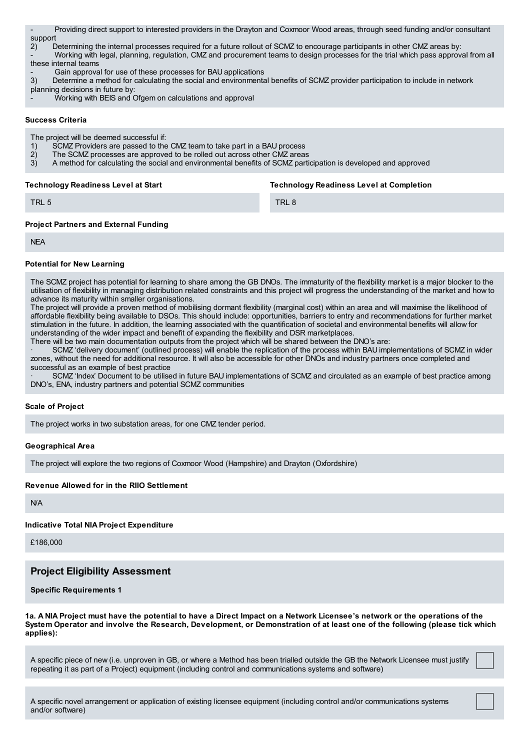- Providing direct support to interested providers in the Drayton and Coxmoor Wood areas, through seed funding and/or consultant support

2) Determining the internal processes required for a future rollout of SCMZ to encourage participants in other CMZ areas by:

- Working with legal, planning, regulation, CMZ and procurement teams to design processes for the trial which pass approval from all these internal teams
- Gain approval for use of these processes for BAU applications

3) Determine a method for calculating the social and environmental benefits of SCMZ provider participation to include in network planning decisions in future by:

- Working with BEIS and Ofgem on calculations and approval

**Success Criteria**

The project will be deemed successful if:

1) SCMZ Providers are passed to the CMZ team to take part in a BAU process
2) The SCMZ processes are approved to be rolled out across other CMZ areas
3) A method for calculating the social and environmental benefits of SCMZ participation is developed and approved

**Technology Readiness Level at Start**

TRL 5

**Technology Readiness Level at Completion**

TRL 8

**Project Partners and External Funding**

NEA

**Potential for New Learning**

The SCMZ project has potential for learning to share among the GB DNOs. The immaturity of the flexibility market is a major blocker to the utilisation of flexibility in managing distribution related constraints and this project will progress the understanding of the market and how to advance its maturity within smaller organisations.

The project will provide a proven method of mobilising dormant flexibility (marginal cost) within an area and will maximise the likelihood of affordable flexibility being available to DSOs. This should include: opportunities, barriers to entry and recommendations for further market stimulation in the future. In addition, the learning associated with the quantification of societal and environmental benefits will allow for understanding of the wider impact and benefit of expanding the flexibility and DSR marketplaces.

There will be two main documentation outputs from the project which will be shared between the DNO's are:

· SCMZ 'delivery document' (outlined process) will enable the replication of the process within BAU implementations of SCMZ in wider zones, without the need for additional resource. It will also be accessible for other DNOs and industry partners once completed and successful as an example of best practice

· SCMZ 'Index' Document to be utilised in future BAU implementations of SCMZ and circulated as an example of best practice among DNO's, ENA, industry partners and potential SCMZ communities

**Scale of Project**

The project works in two substation areas, for one CMZ tender period.

**Geographical Area**

The project will explore the two regions of Coxmoor Wood (Hampshire) and Drayton (Oxfordshire)

**Revenue Allowed for in the RIIO Settlement**

N/A

**Indicative Total NIA Project Expenditure**

£186,000

## Project Eligibility Assessment

**Specific Requirements 1**

**1a. A NIA Project must have the potential to have a Direct Impact on a Network Licensee's network or the operations of the System Operator and involve the Research, Development, or Demonstration of at least one of the following (please tick which applies):**

A specific piece of new (i.e. unproven in GB, or where a Method has been trialled outside the GB the Network Licensee must justify repeating it as part of a Project) equipment (including control and communications systems and software) ☐

A specific novel arrangement or application of existing licensee equipment (including control and/or communications systems and/or software) ☐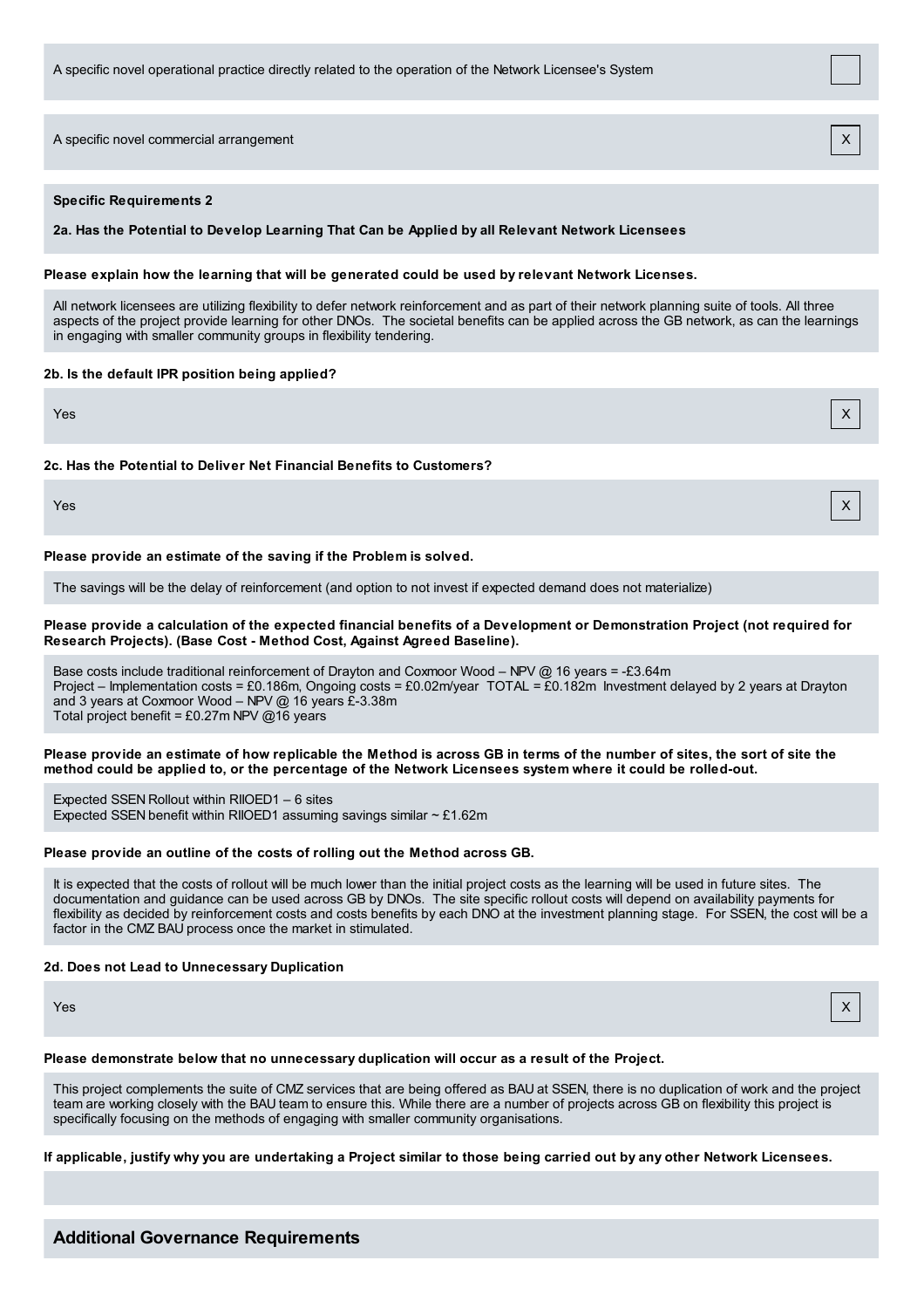A specific novel operational practice directly related to the operation of the Network Licensee's System ☐

A specific novel commercial arrangement X

**Specific Requirements 2**

**2a. Has the Potential to Develop Learning That Can be Applied by all Relevant Network Licensees**

**Please explain how the learning that will be generated could be used by relevant Network Licenses.**

All network licensees are utilizing flexibility to defer network reinforcement and as part of their network planning suite of tools. All three aspects of the project provide learning for other DNOs. The societal benefits can be applied across the GB network, as can the learnings in engaging with smaller community groups in flexibility tendering.

**2b. Is the default IPR position being applied?**

Yes X

**2c. Has the Potential to Deliver Net Financial Benefits to Customers?**

Yes X

**Please provide an estimate of the saving if the Problem is solved.**

The savings will be the delay of reinforcement (and option to not invest if expected demand does not materialize)

**Please provide a calculation of the expected financial benefits of a Development or Demonstration Project (not required for Research Projects). (Base Cost - Method Cost, Against Agreed Baseline).**

Base costs include traditional reinforcement of Drayton and Coxmoor Wood – NPV @ 16 years = -£3.64m
Project – Implementation costs = £0.186m, Ongoing costs = £0.02m/year TOTAL = £0.182m Investment delayed by 2 years at Drayton and 3 years at Coxmoor Wood – NPV @ 16 years £-3.38m
Total project benefit = £0.27m NPV @16 years

**Please provide an estimate of how replicable the Method is across GB in terms of the number of sites, the sort of site the method could be applied to, or the percentage of the Network Licensees system where it could be rolled-out.**

Expected SSEN Rollout within RIIOED1 – 6 sites
Expected SSEN benefit within RIIOED1 assuming savings similar ~ £1.62m

**Please provide an outline of the costs of rolling out the Method across GB.**

It is expected that the costs of rollout will be much lower than the initial project costs as the learning will be used in future sites. The documentation and guidance can be used across GB by DNOs. The site specific rollout costs will depend on availability payments for flexibility as decided by reinforcement costs and costs benefits by each DNO at the investment planning stage. For SSEN, the cost will be a factor in the CMZ BAU process once the market in stimulated.

**2d. Does not Lead to Unnecessary Duplication**

Yes X

**Please demonstrate below that no unnecessary duplication will occur as a result of the Project.**

This project complements the suite of CMZ services that are being offered as BAU at SSEN, there is no duplication of work and the project team are working closely with the BAU team to ensure this. While there are a number of projects across GB on flexibility this project is specifically focusing on the methods of engaging with smaller community organisations.

**If applicable, justify why you are undertaking a Project similar to those being carried out by any other Network Licensees.**

## Additional Governance Requirements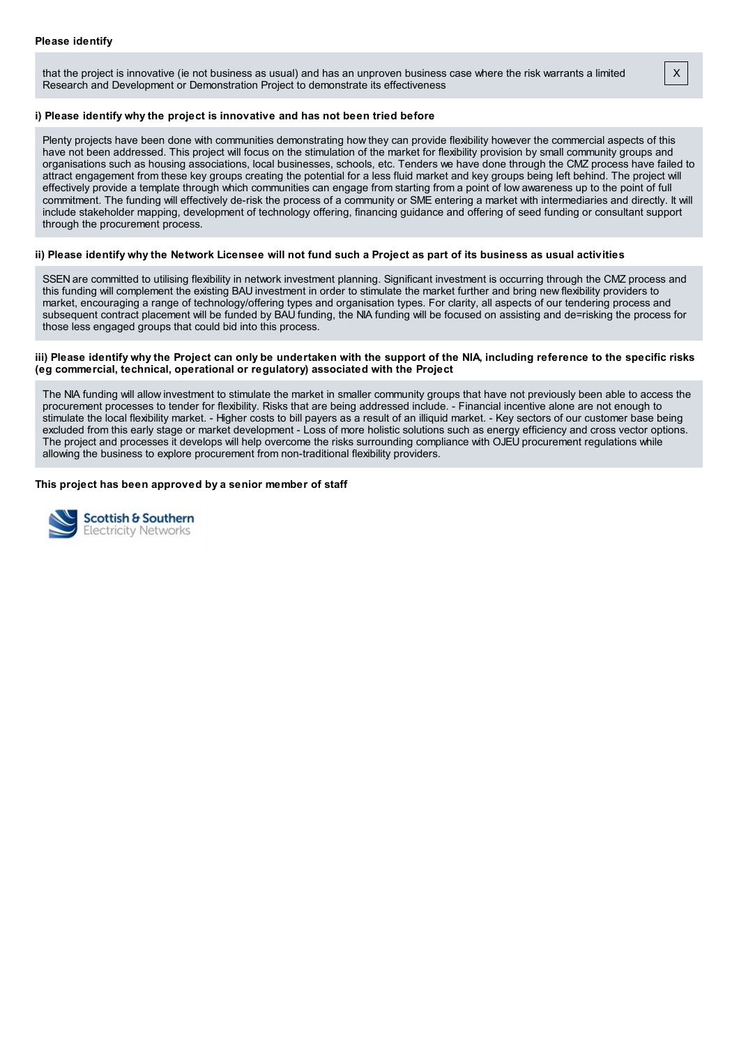**Please identify**

that the project is innovative (ie not business as usual) and has an unproven business case where the risk warrants a limited Research and Development or Demonstration Project to demonstrate its effectiveness

X

**i) Please identify why the project is innovative and has not been tried before**

Plenty projects have been done with communities demonstrating how they can provide flexibility however the commercial aspects of this have not been addressed. This project will focus on the stimulation of the market for flexibility provision by small community groups and organisations such as housing associations, local businesses, schools, etc. Tenders we have done through the CMZ process have failed to attract engagement from these key groups creating the potential for a less fluid market and key groups being left behind. The project will effectively provide a template through which communities can engage from starting from a point of low awareness up to the point of full commitment. The funding will effectively de-risk the process of a community or SME entering a market with intermediaries and directly. It will include stakeholder mapping, development of technology offering, financing guidance and offering of seed funding or consultant support through the procurement process.

**ii) Please identify why the Network Licensee will not fund such a Project as part of its business as usual activities**

SSEN are committed to utilising flexibility in network investment planning. Significant investment is occurring through the CMZ process and this funding will complement the existing BAU investment in order to stimulate the market further and bring new flexibility providers to market, encouraging a range of technology/offering types and organisation types. For clarity, all aspects of our tendering process and subsequent contract placement will be funded by BAU funding, the NIA funding will be focused on assisting and de=risking the process for those less engaged groups that could bid into this process.

**iii) Please identify why the Project can only be undertaken with the support of the NIA, including reference to the specific risks (eg commercial, technical, operational or regulatory) associated with the Project**

The NIA funding will allow investment to stimulate the market in smaller community groups that have not previously been able to access the procurement processes to tender for flexibility. Risks that are being addressed include. - Financial incentive alone are not enough to stimulate the local flexibility market. - Higher costs to bill payers as a result of an illiquid market. - Key sectors of our customer base being excluded from this early stage or market development - Loss of more holistic solutions such as energy efficiency and cross vector options. The project and processes it develops will help overcome the risks surrounding compliance with OJEU procurement regulations while allowing the business to explore procurement from non-traditional flexibility providers.

**This project has been approved by a senior member of staff**

Scottish & Southern Electricity Networks